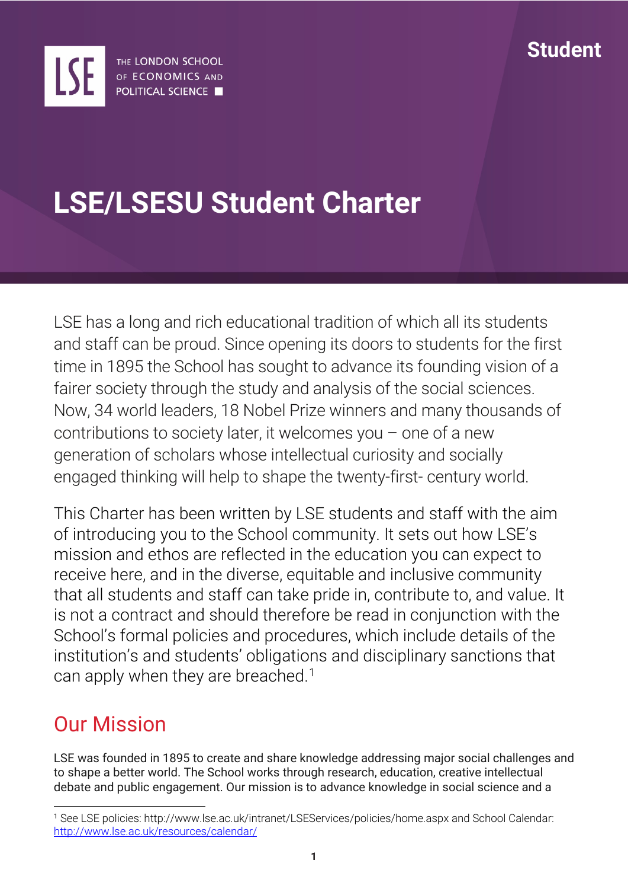Student

# LSE/LSESU Student Charter

LSE has a long and rich educational tradition of which all its students and staff can be proud. Since opening its doors to students for the first time in 1895 the School has sought to advance its founding vision of a fairer society through the study and analysis of the social sciences. Now, 34 world leaders, 18 Nobel Prize winners and many thousands of contributions to society later, it welcomes you – one of a new generation of scholars whose intellectual curiosity and socially engaged thinking will help to shape the twenty-first- century world.

This Charter has been written by LSE students and staff with the aim of introducing you to the School community. It sets out how LSE's mission and ethos are reflected in the education you can expect to receive here, and in the diverse, equitable and inclusive community that all students and staff can take pride in, contribute to, and value. It is not a contract and should therefore be read in conjunction with the School's formal policies and procedures, which include details of the institution's and students' obligations and disciplinary sanctions that can apply when they are breached.[1]

## Our Mission

LSE was founded in 1895 to create and share knowledge addressing major social challenges and to shape a better world. The School works through research, education, creative intellectual debate and public engagement. Our mission is to advance knowledge in social science and a

---

[1] See LSE policies: http://www.lse.ac.uk/intranet/LSEServices/policies/home.aspx and School Calendar: http://www.lse.ac.uk/resources/calendar/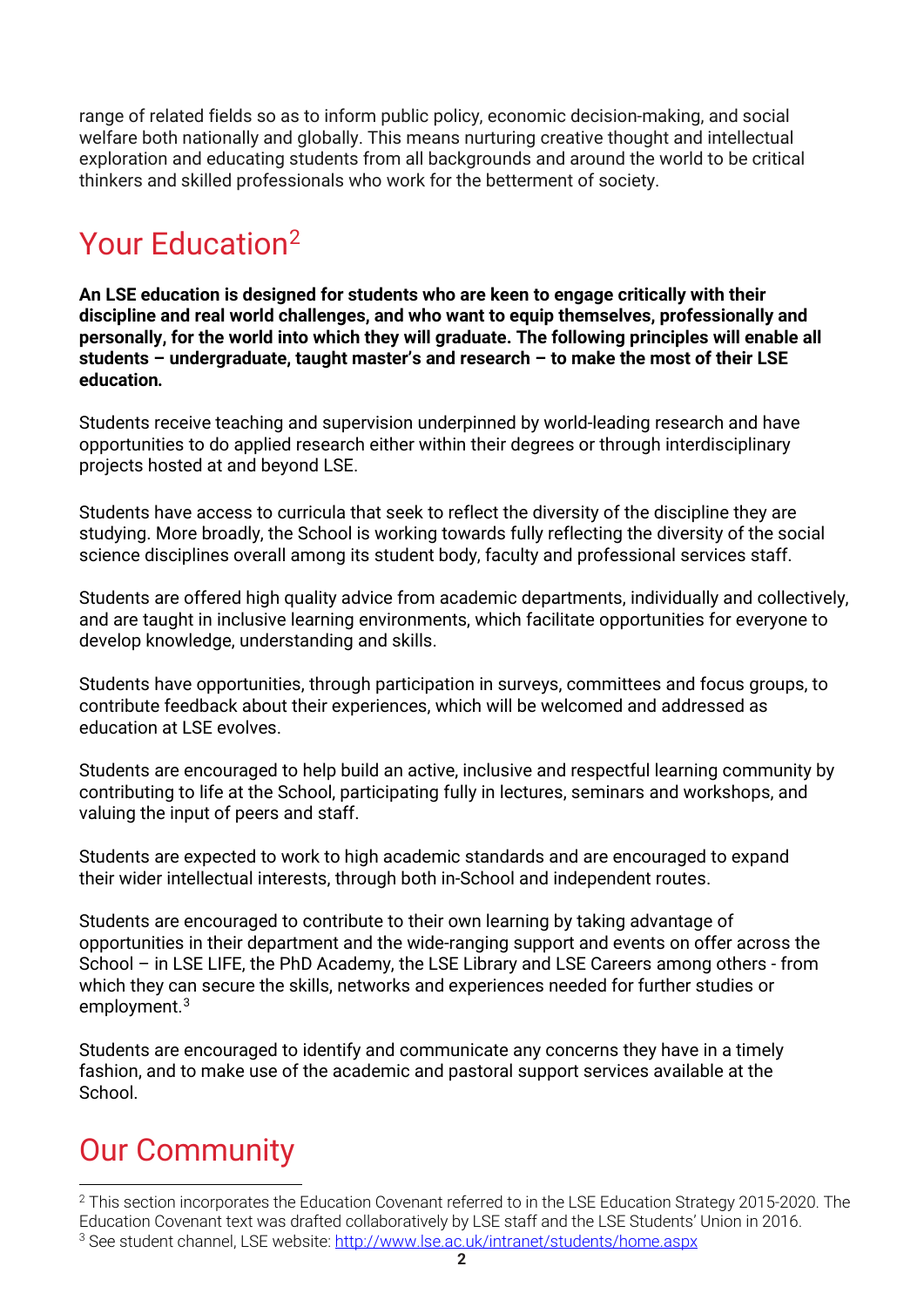range of related fields so as to inform public policy, economic decision-making, and social welfare both nationally and globally. This means nurturing creative thought and intellectual exploration and educating students from all backgrounds and around the world to be critical thinkers and skilled professionals who work for the betterment of society.

## Your Education[2]

**An LSE education is designed for students who are keen to engage critically with their discipline and real world challenges, and who want to equip themselves, professionally and personally, for the world into which they will graduate. The following principles will enable all students – undergraduate, taught master's and research – to make the most of their LSE education.**

Students receive teaching and supervision underpinned by world-leading research and have opportunities to do applied research either within their degrees or through interdisciplinary projects hosted at and beyond LSE.

Students have access to curricula that seek to reflect the diversity of the discipline they are studying. More broadly, the School is working towards fully reflecting the diversity of the social science disciplines overall among its student body, faculty and professional services staff.

Students are offered high quality advice from academic departments, individually and collectively, and are taught in inclusive learning environments, which facilitate opportunities for everyone to develop knowledge, understanding and skills.

Students have opportunities, through participation in surveys, committees and focus groups, to contribute feedback about their experiences, which will be welcomed and addressed as education at LSE evolves.

Students are encouraged to help build an active, inclusive and respectful learning community by contributing to life at the School, participating fully in lectures, seminars and workshops, and valuing the input of peers and staff.

Students are expected to work to high academic standards and are encouraged to expand their wider intellectual interests, through both in-School and independent routes.

Students are encouraged to contribute to their own learning by taking advantage of opportunities in their department and the wide-ranging support and events on offer across the School – in LSE LIFE, the PhD Academy, the LSE Library and LSE Careers among others - from which they can secure the skills, networks and experiences needed for further studies or employment.[3]

Students are encouraged to identify and communicate any concerns they have in a timely fashion, and to make use of the academic and pastoral support services available at the School.

## Our Community

---

[2] This section incorporates the Education Covenant referred to in the LSE Education Strategy 2015-2020. The Education Covenant text was drafted collaboratively by LSE staff and the LSE Students' Union in 2016.

[3] See student channel, LSE website: [http://www.lse.ac.uk/intranet/students/home.aspx](http://www.lse.ac.uk/intranet/students/home.aspx)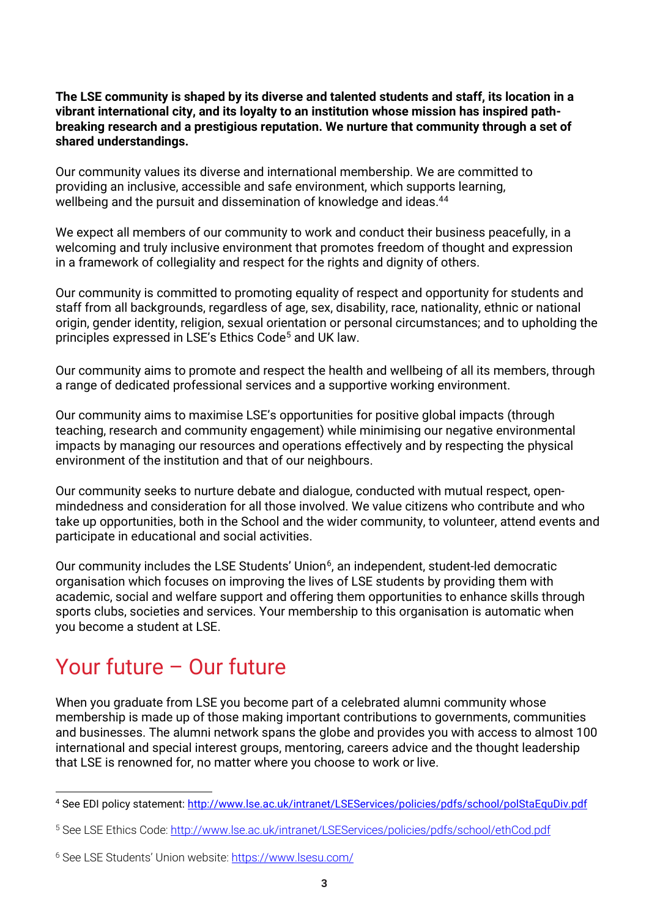**The LSE community is shaped by its diverse and talented students and staff, its location in a vibrant international city, and its loyalty to an institution whose mission has inspired path-breaking research and a prestigious reputation. We nurture that community through a set of shared understandings.**

Our community values its diverse and international membership. We are committed to providing an inclusive, accessible and safe environment, which supports learning, wellbeing and the pursuit and dissemination of knowledge and ideas.[44]

We expect all members of our community to work and conduct their business peacefully, in a welcoming and truly inclusive environment that promotes freedom of thought and expression in a framework of collegiality and respect for the rights and dignity of others.

Our community is committed to promoting equality of respect and opportunity for students and staff from all backgrounds, regardless of age, sex, disability, race, nationality, ethnic or national origin, gender identity, religion, sexual orientation or personal circumstances; and to upholding the principles expressed in LSE's Ethics Code[5] and UK law.

Our community aims to promote and respect the health and wellbeing of all its members, through a range of dedicated professional services and a supportive working environment.

Our community aims to maximise LSE's opportunities for positive global impacts (through teaching, research and community engagement) while minimising our negative environmental impacts by managing our resources and operations effectively and by respecting the physical environment of the institution and that of our neighbours.

Our community seeks to nurture debate and dialogue, conducted with mutual respect, open-mindedness and consideration for all those involved. We value citizens who contribute and who take up opportunities, both in the School and the wider community, to volunteer, attend events and participate in educational and social activities.

Our community includes the LSE Students' Union[6], an independent, student-led democratic organisation which focuses on improving the lives of LSE students by providing them with academic, social and welfare support and offering them opportunities to enhance skills through sports clubs, societies and services. Your membership to this organisation is automatic when you become a student at LSE.

## Your future – Our future

When you graduate from LSE you become part of a celebrated alumni community whose membership is made up of those making important contributions to governments, communities and businesses. The alumni network spans the globe and provides you with access to almost 100 international and special interest groups, mentoring, careers advice and the thought leadership that LSE is renowned for, no matter where you choose to work or live.

---

[4] See EDI policy statement: http://www.lse.ac.uk/intranet/LSEServices/policies/pdfs/school/polStaEquDiv.pdf

[5] See LSE Ethics Code: http://www.lse.ac.uk/intranet/LSEServices/policies/pdfs/school/ethCod.pdf

[6] See LSE Students' Union website: https://www.lsesu.com/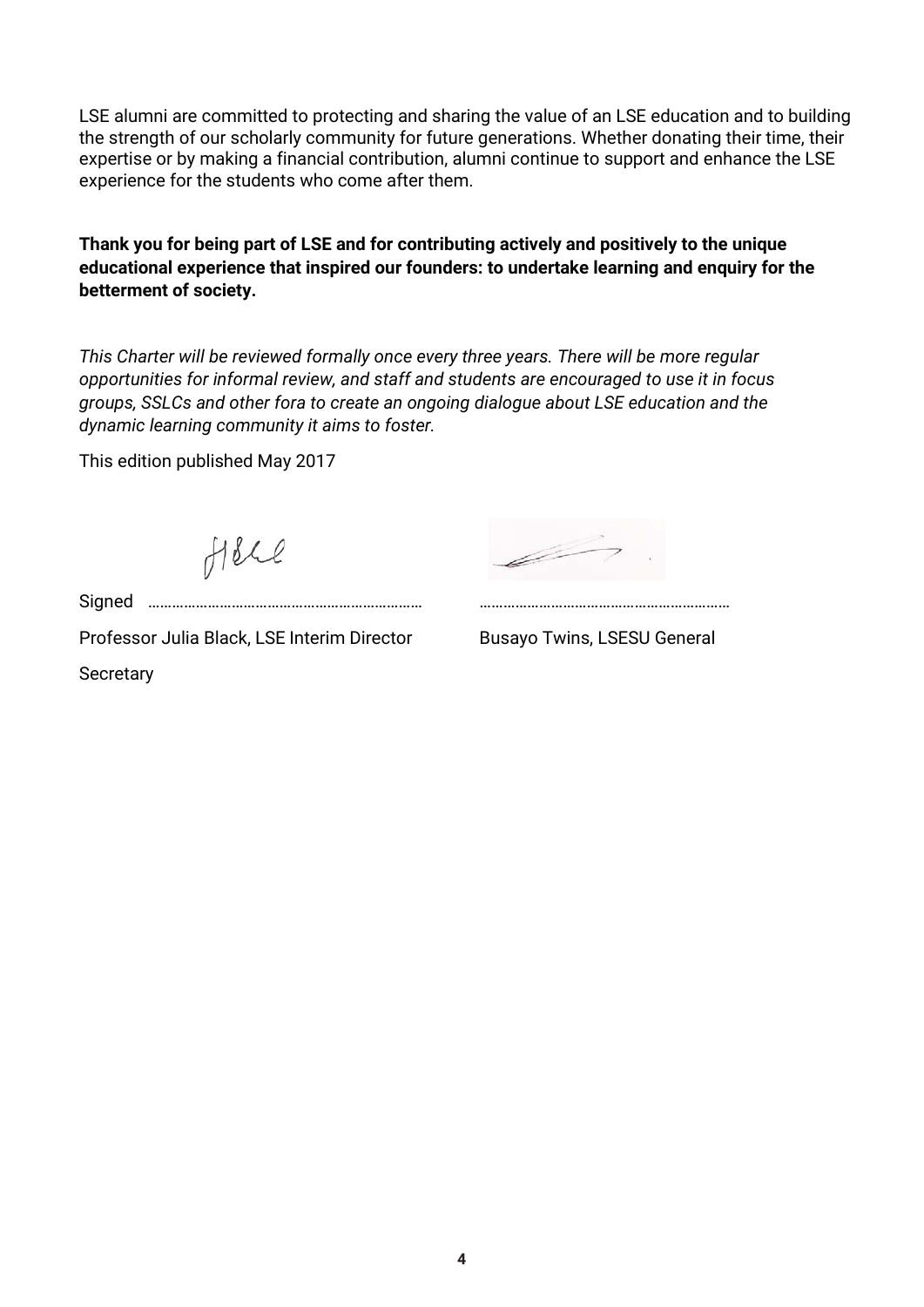LSE alumni are committed to protecting and sharing the value of an LSE education and to building the strength of our scholarly community for future generations. Whether donating their time, their expertise or by making a financial contribution, alumni continue to support and enhance the LSE experience for the students who come after them.

**Thank you for being part of LSE and for contributing actively and positively to the unique educational experience that inspired our founders: to undertake learning and enquiry for the betterment of society.**

*This Charter will be reviewed formally once every three years. There will be more regular opportunities for informal review, and staff and students are encouraged to use it in focus groups, SSLCs and other fora to create an ongoing dialogue about LSE education and the dynamic learning community it aims to foster.*

This edition published May 2017

Signed ………………………………………………………… ……………………………………………………

Professor Julia Black, LSE Interim Director Busayo Twins, LSESU General Secretary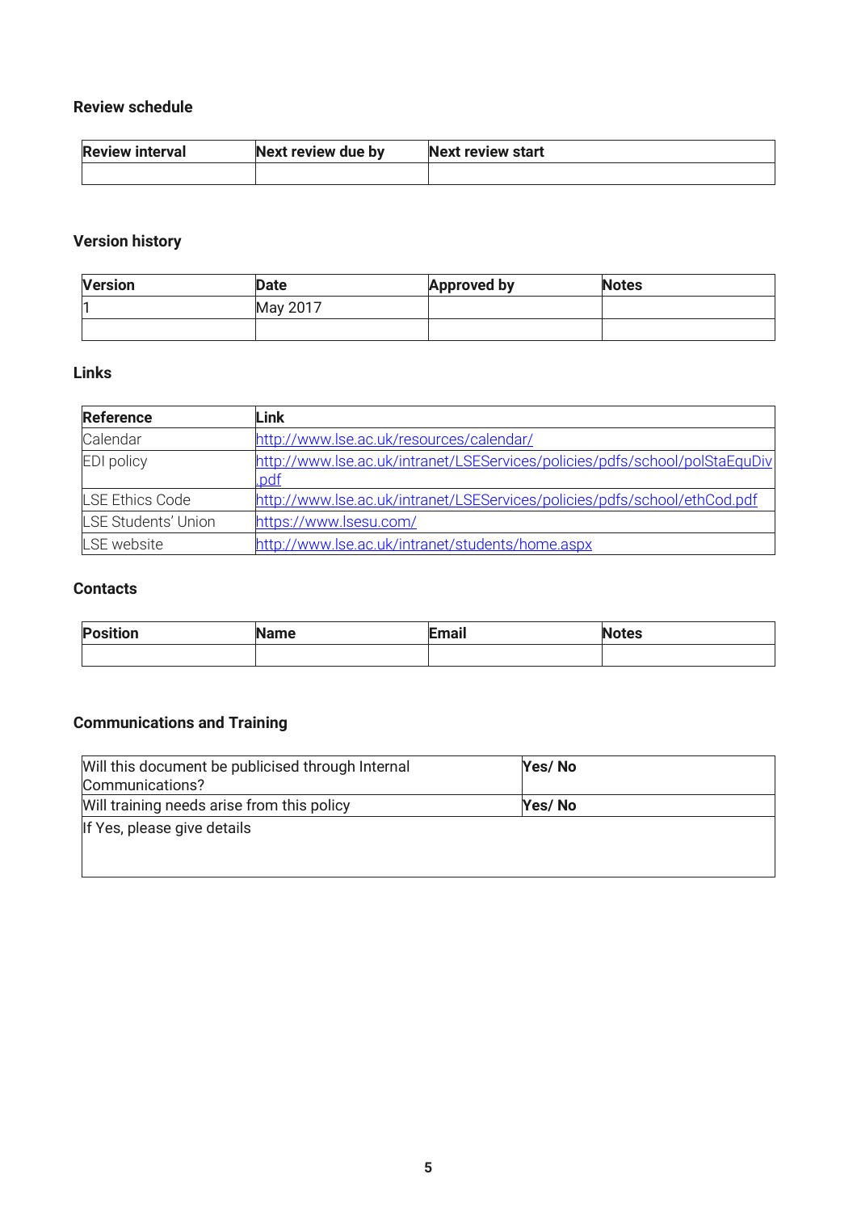### Review schedule

| Review interval | Next review due by | Next review start |
| --- | --- | --- |
| | | |

### Version history

| Version | Date | Approved by | Notes |
| --- | --- | --- | --- |
| 1 | May 2017 | | |
| | | | |

### Links

| Reference | Link |
| --- | --- |
| Calendar | http://www.lse.ac.uk/resources/calendar/ |
| EDI policy | http://www.lse.ac.uk/intranet/LSEServices/policies/pdfs/school/polStaEquDiv.pdf |
| LSE Ethics Code | http://www.lse.ac.uk/intranet/LSEServices/policies/pdfs/school/ethCod.pdf |
| LSE Students' Union | https://www.lsesu.com/ |
| LSE website | http://www.lse.ac.uk/intranet/students/home.aspx |

### Contacts

| Position | Name | Email | Notes |
| --- | --- | --- | --- |
| | | | |

### Communications and Training

| | |
| --- | --- |
| Will this document be publicised through Internal Communications? | **Yes/ No** |
| Will training needs arise from this policy | **Yes/ No** |
| If Yes, please give details | |